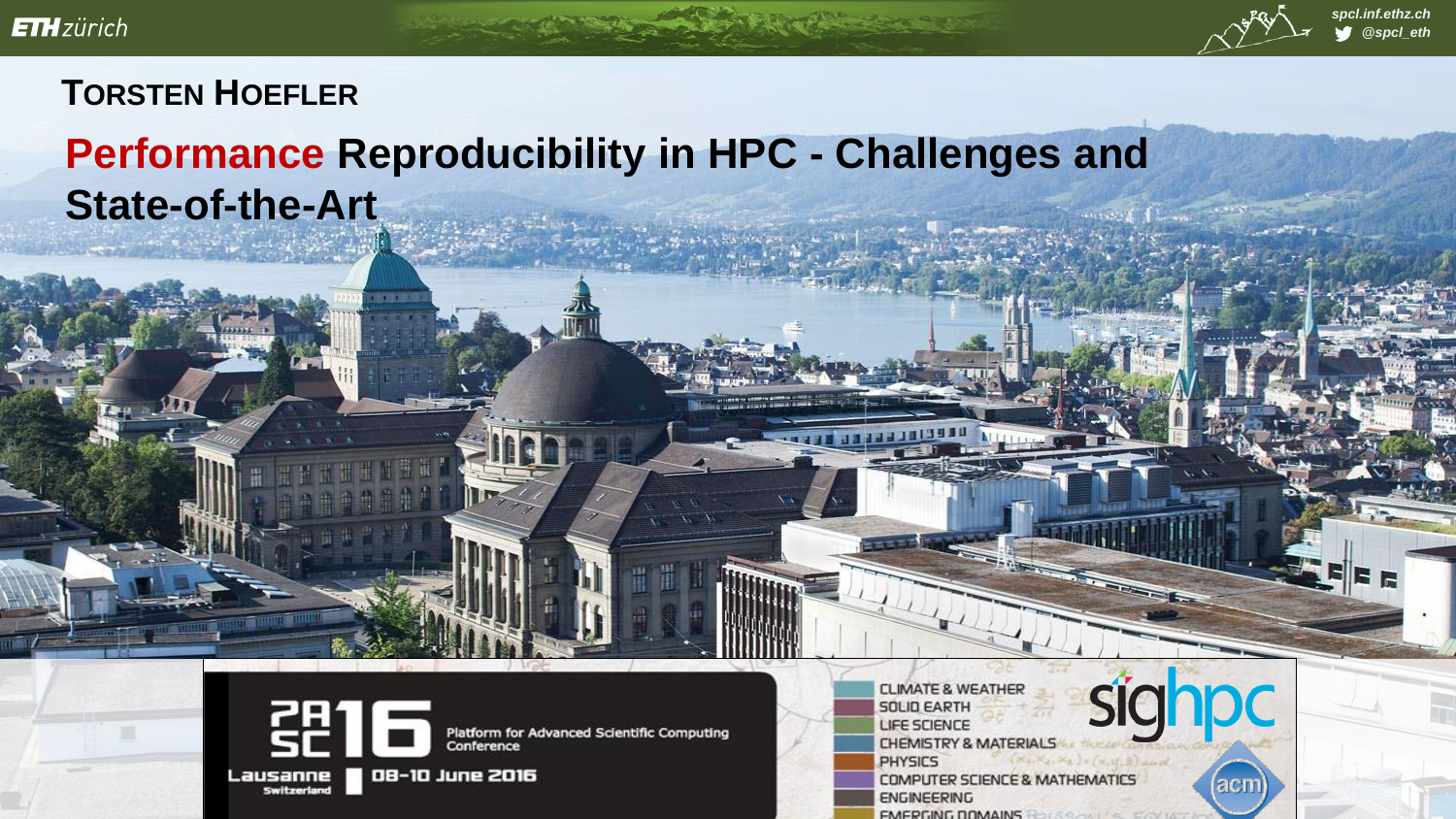ETH zürich

spcl.inf.ethz.ch
@spcl_eth

**TORSTEN HOEFLER**

# Performance Reproducibility in HPC - Challenges and State-of-the-Art

PASC16 — Platform for Advanced Scientific Computing Conference

Lausanne, Switzerland | 08-10 June 2016

- CLIMATE & WEATHER
- SOLID EARTH
- LIFE SCIENCE
- CHEMISTRY & MATERIALS
- PHYSICS
- COMPUTER SCIENCE & MATHEMATICS
- ENGINEERING
- EMERGING DOMAINS

sighpc

acm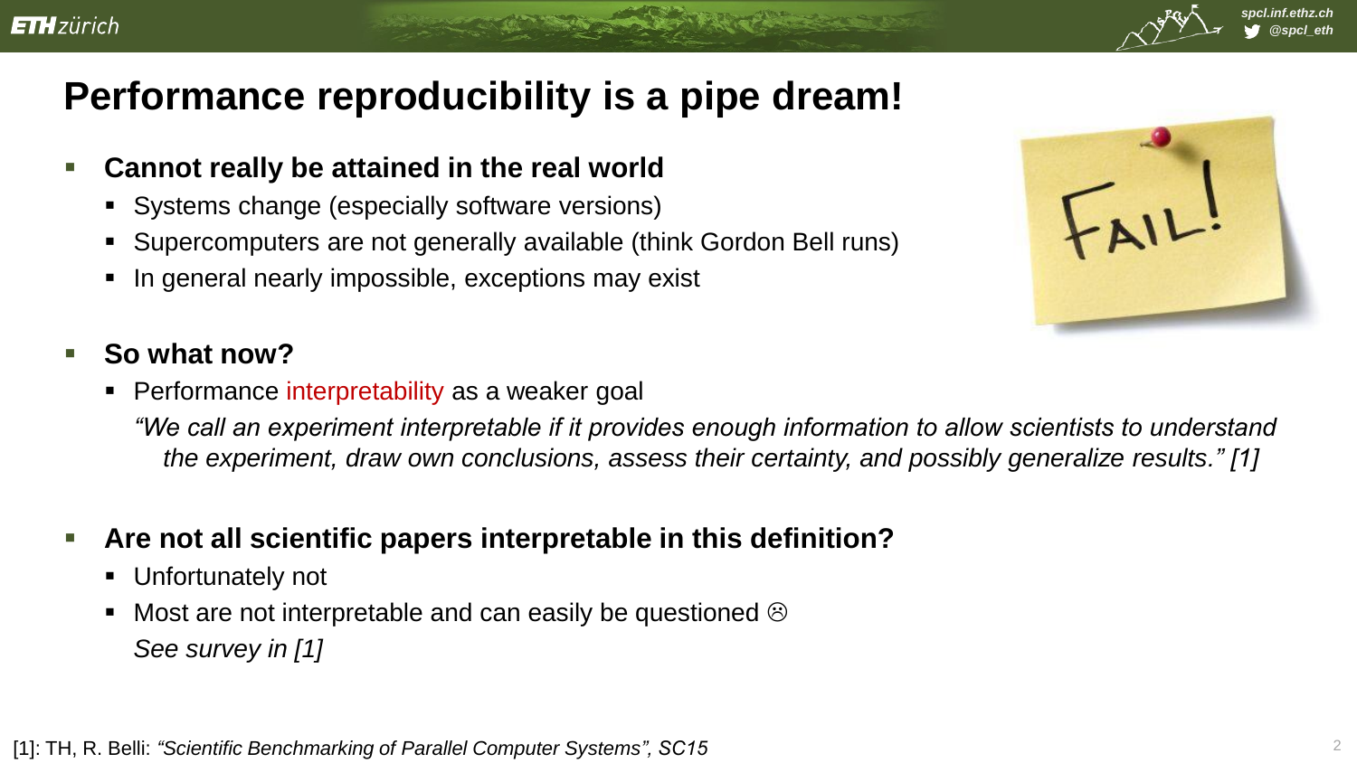# Performance reproducibility is a pipe dream!

- **Cannot really be attained in the real world**
  - Systems change (especially software versions)
  - Supercomputers are not generally available (think Gordon Bell runs)
  - In general nearly impossible, exceptions may exist

- **So what now?**
  - Performance interpretability as a weaker goal

    *"We call an experiment interpretable if it provides enough information to allow scientists to understand the experiment, draw own conclusions, assess their certainty, and possibly generalize results." [1]*

- **Are not all scientific papers interpretable in this definition?**
  - Unfortunately not
  - Most are not interpretable and can easily be questioned ☹

    *See survey in [1]*

[1]: TH, R. Belli: *"Scientific Benchmarking of Parallel Computer Systems", SC15*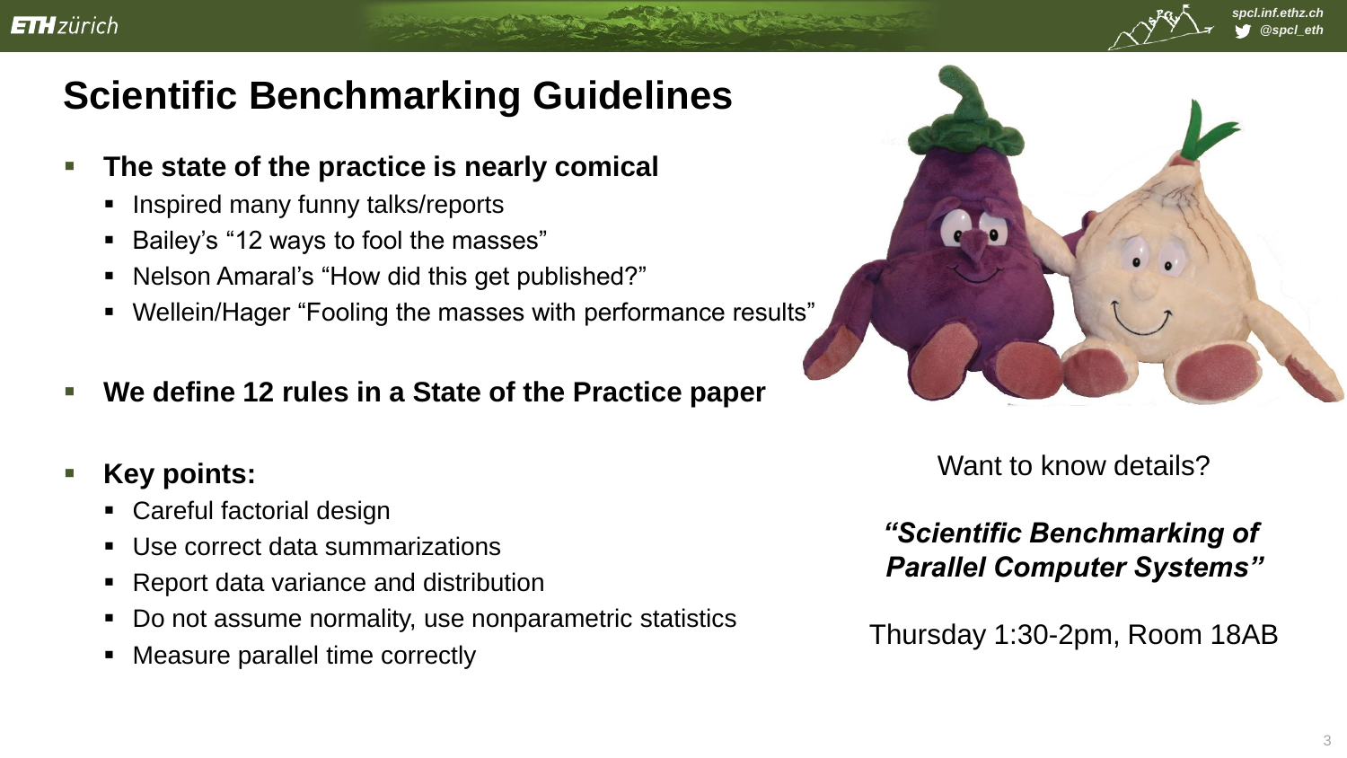# Scientific Benchmarking Guidelines

- **The state of the practice is nearly comical**
  - Inspired many funny talks/reports
  - Bailey's "12 ways to fool the masses"
  - Nelson Amaral's "How did this get published?"
  - Wellein/Hager "Fooling the masses with performance results"
- **We define 12 rules in a State of the Practice paper**
- **Key points:**
  - Careful factorial design
  - Use correct data summarizations
  - Report data variance and distribution
  - Do not assume normality, use nonparametric statistics
  - Measure parallel time correctly

Want to know details?

***"Scientific Benchmarking of Parallel Computer Systems"***

Thursday 1:30-2pm, Room 18AB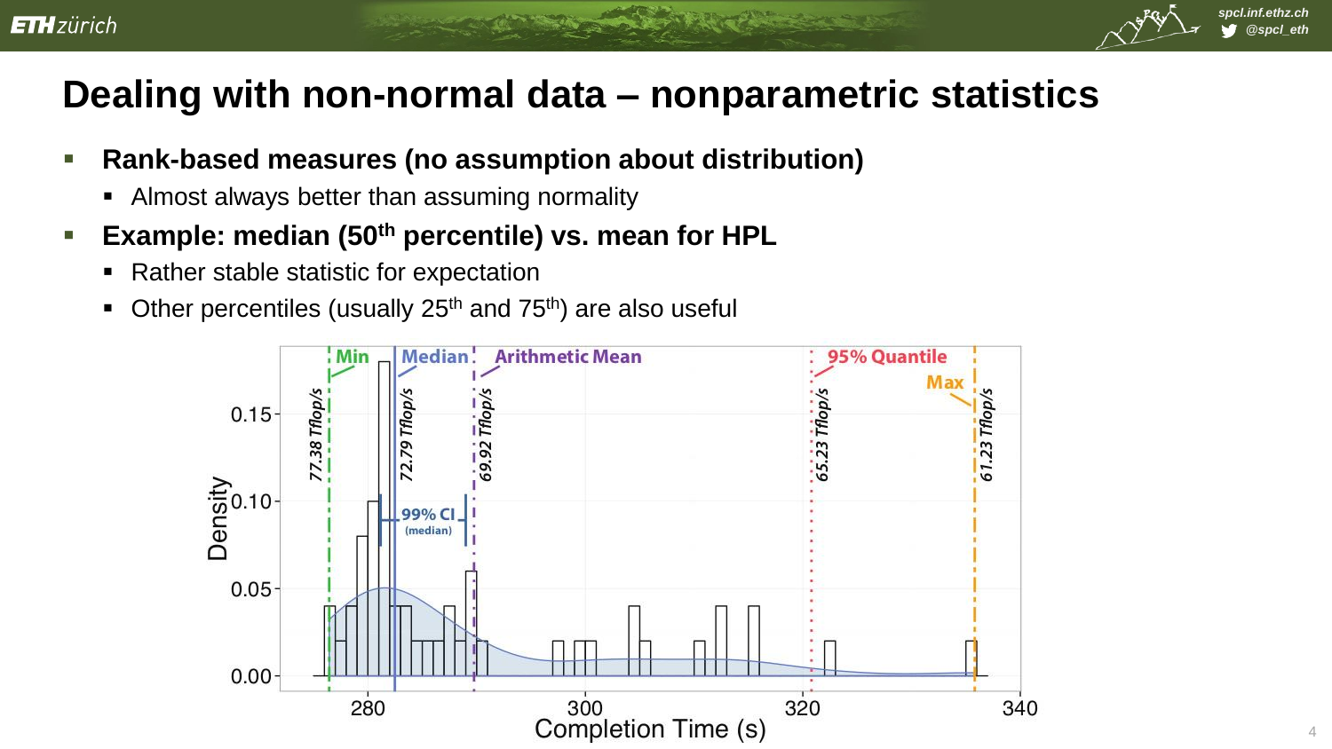# Dealing with non-normal data – nonparametric statistics

- **Rank-based measures (no assumption about distribution)**
  - Almost always better than assuming normality
- **Example: median (50th percentile) vs. mean for HPL**
  - Rather stable statistic for expectation
  - Other percentiles (usually 25th and 75th) are also useful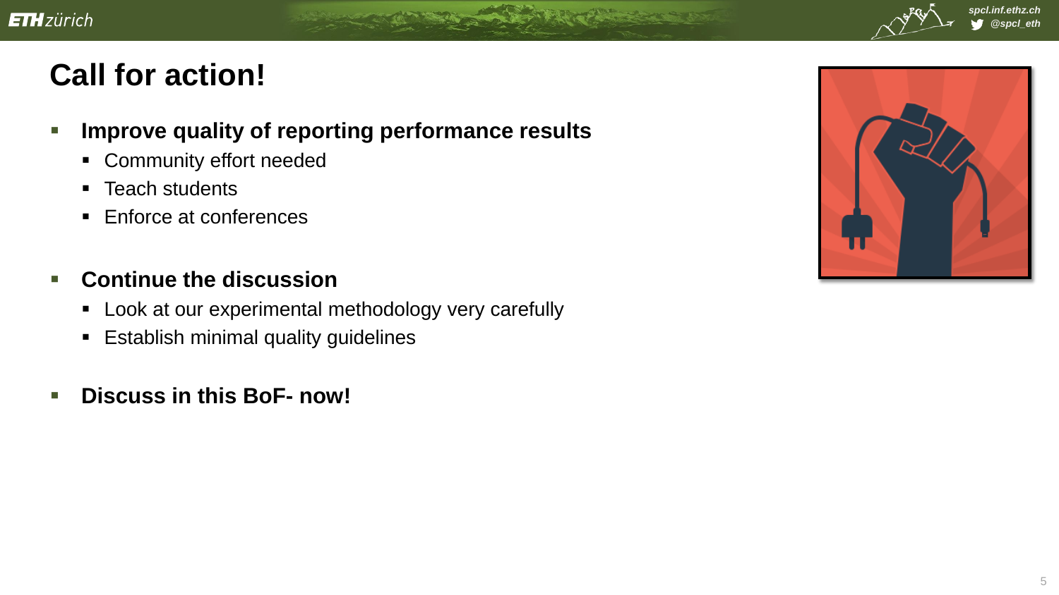# Call for action!

- **Improve quality of reporting performance results**
  - Community effort needed
  - Teach students
  - Enforce at conferences
- **Continue the discussion**
  - Look at our experimental methodology very carefully
  - Establish minimal quality guidelines
- **Discuss in this BoF- now!**